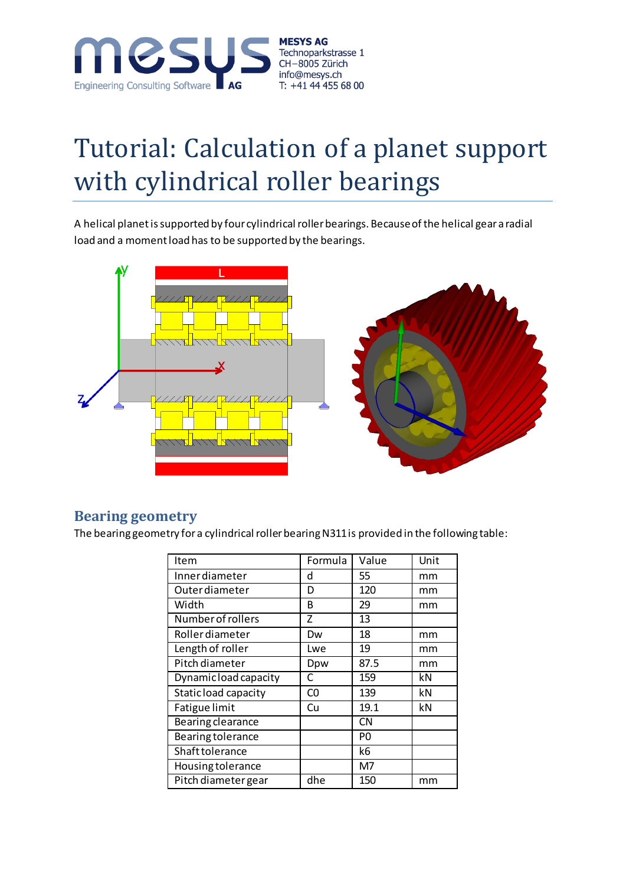MESYS AG
Technoparkstrasse 1
CH–8005 Zürich
info@mesys.ch
T: +41 44 455 68 00

# Tutorial: Calculation of a planet support with cylindrical roller bearings

A helical planet is supported by four cylindrical roller bearings. Because of the helical gear a radial load and a moment load has to be supported by the bearings.

## Bearing geometry

The bearing geometry for a cylindrical roller bearing N311 is provided in the following table:

| Item | Formula | Value | Unit |
|---|---|---|---|
| Inner diameter | d | 55 | mm |
| Outer diameter | D | 120 | mm |
| Width | B | 29 | mm |
| Number of rollers | Z | 13 | |
| Roller diameter | Dw | 18 | mm |
| Length of roller | Lwe | 19 | mm |
| Pitch diameter | Dpw | 87.5 | mm |
| Dynamic load capacity | C | 159 | kN |
| Static load capacity | C0 | 139 | kN |
| Fatigue limit | Cu | 19.1 | kN |
| Bearing clearance | | CN | |
| Bearing tolerance | | P0 | |
| Shaft tolerance | | k6 | |
| Housing tolerance | | M7 | |
| Pitch diameter gear | dhe | 150 | mm |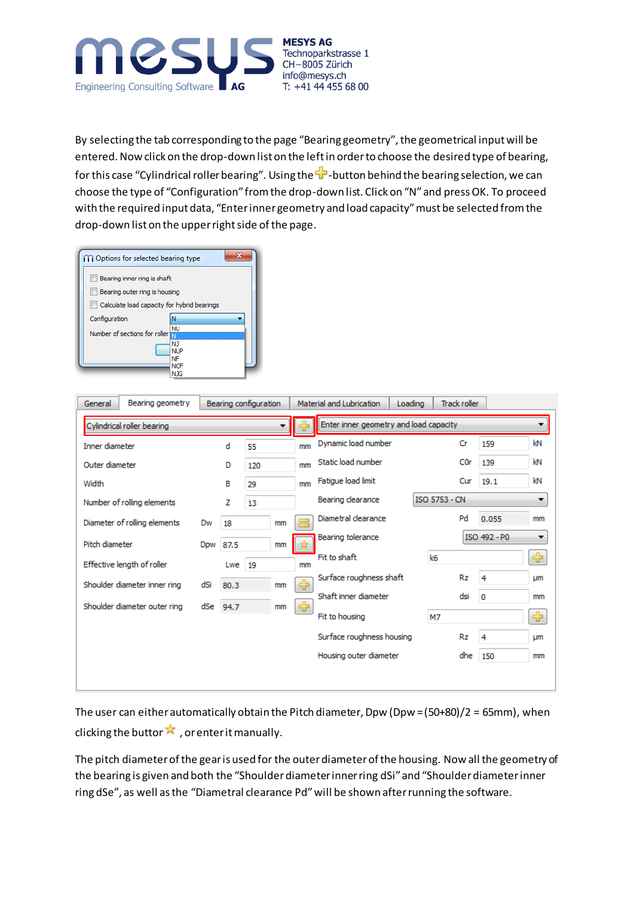By selecting the tab corresponding to the page "Bearing geometry", the geometrical input will be entered. Now click on the drop-down list on the left in order to choose the desired type of bearing, for this case "Cylindrical roller bearing". Using the -button behind the bearing selection, we can choose the type of "Configuration" from the drop-down list. Click on "N" and press OK. To proceed with the required input data, "Enter inner geometry and load capacity" must be selected from the drop-down list on the upper right side of the page.

The user can either automatically obtain the Pitch diameter, Dpw (Dpw = (50+80)/2 = 65mm), when clicking the buttor , or enter it manually.

The pitch diameter of the gear is used for the outer diameter of the housing. Now all the geometry of the bearing is given and both the "Shoulder diameter inner ring dSi" and "Shoulder diameter inner ring dSe", as well as the "Diametral clearance Pd" will be shown after running the software.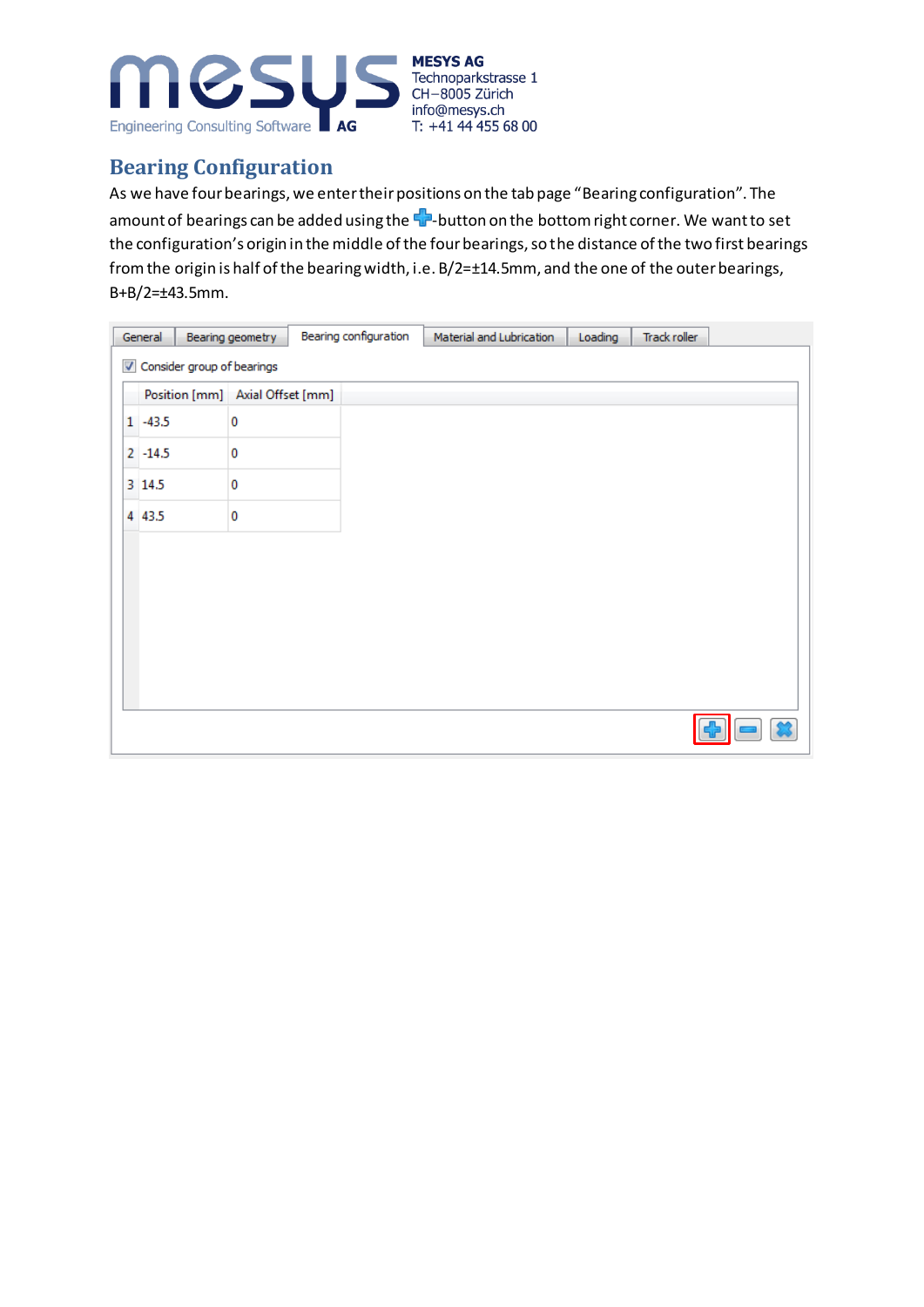## Bearing Configuration

As we have four bearings, we enter their positions on the tab page "Bearing configuration". The amount of bearings can be added using the ✚-button on the bottom right corner. We want to set the configuration's origin in the middle of the four bearings, so the distance of the two first bearings from the origin is half of the bearing width, i.e. B/2=±14.5mm, and the one of the outer bearings, B+B/2=±43.5mm.

General | Bearing geometry | Bearing configuration | Material and Lubrication | Loading | Track roller

☑ Consider group of bearings

| | Position [mm] | Axial Offset [mm] |
|---|---|---|
| 1 | -43.5 | 0 |
| 2 | -14.5 | 0 |
| 3 | 14.5 | 0 |
| 4 | 43.5 | 0 |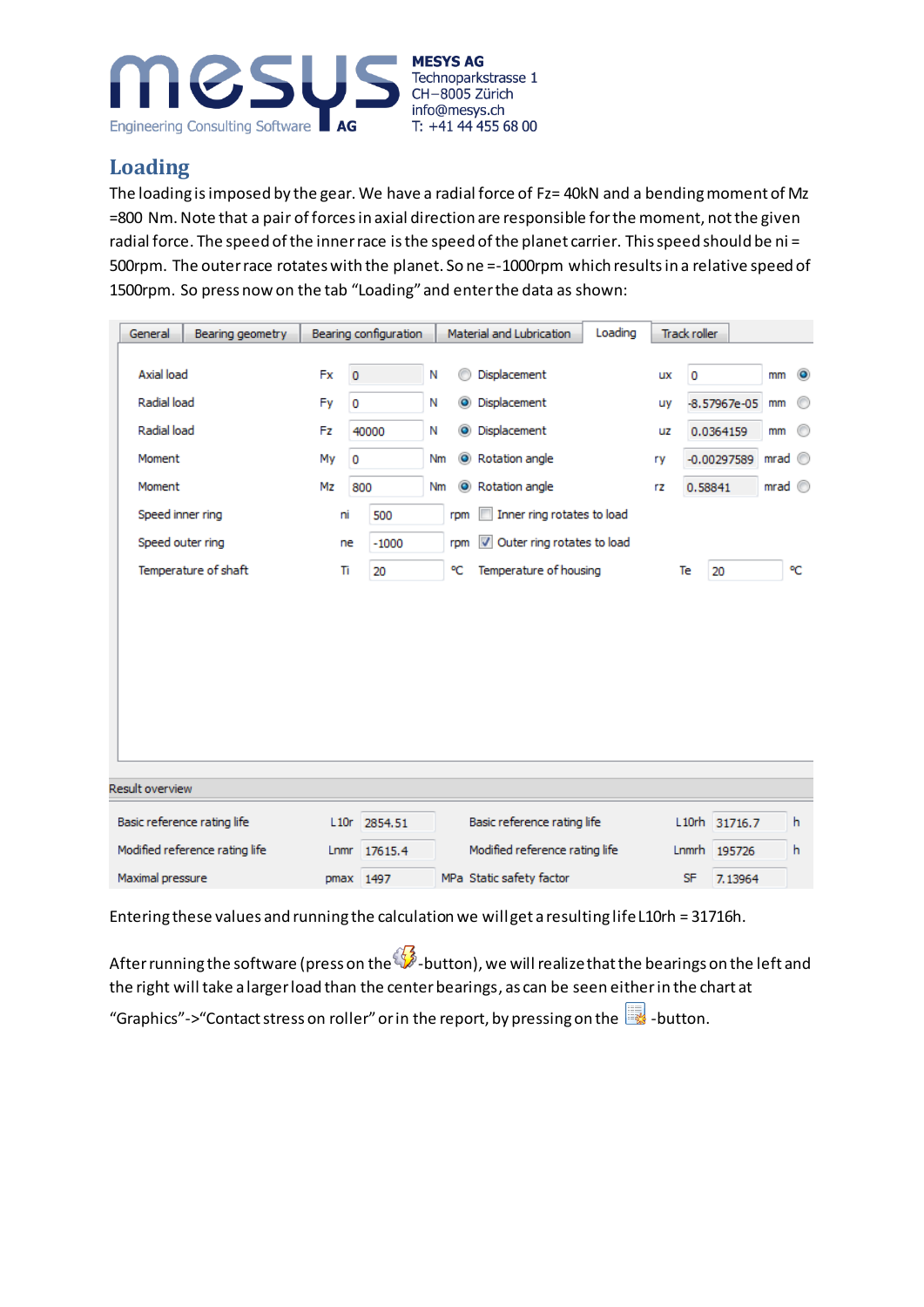## Loading

The loading is imposed by the gear. We have a radial force of Fz= 40kN and a bending moment of Mz =800 Nm. Note that a pair of forces in axial direction are responsible for the moment, not the given radial force. The speed of the inner race is the speed of the planet carrier. This speed should be ni = 500rpm. The outer race rotates with the planet. So ne =-1000rpm which results in a relative speed of 1500rpm. So press now on the tab "Loading" and enter the data as shown:

| | | | | | | | | |
|---|---|---|---|---|---|---|---|---|
| Axial load | Fx | 0 | N | ○ Displacement | ux | 0 | mm | ◉ |
| Radial load | Fy | 0 | N | ◉ Displacement | uy | -8.57967e-05 | mm | ○ |
| Radial load | Fz | 40000 | N | ◉ Displacement | uz | 0.0364159 | mm | ○ |
| Moment | My | 0 | Nm | ◉ Rotation angle | ry | -0.00297589 | mrad | ○ |
| Moment | Mz | 800 | Nm | ◉ Rotation angle | rz | 0.58841 | mrad | ○ |
| Speed inner ring | ni | 500 | rpm | ☐ Inner ring rotates to load | | | | |
| Speed outer ring | ne | -1000 | rpm | ☑ Outer ring rotates to load | | | | |
| Temperature of shaft | Ti | 20 | °C | Temperature of housing | Te | 20 | °C | |

Result overview

| | | | | | | | |
|---|---|---|---|---|---|---|---|
| Basic reference rating life | L10r | 2854.51 | | Basic reference rating life | L10rh | 31716.7 | h |
| Modified reference rating life | Lnmr | 17615.4 | | Modified reference rating life | Lnmrh | 195726 | h |
| Maximal pressure | pmax | 1497 | MPa | Static safety factor | SF | 7.13964 | |

Entering these values and running the calculation we will get a resulting life L10rh = 31716h.

After running the software (press on the -button), we will realize that the bearings on the left and the right will take a larger load than the center bearings, as can be seen either in the chart at "Graphics"->"Contact stress on roller" or in the report, by pressing on the -button.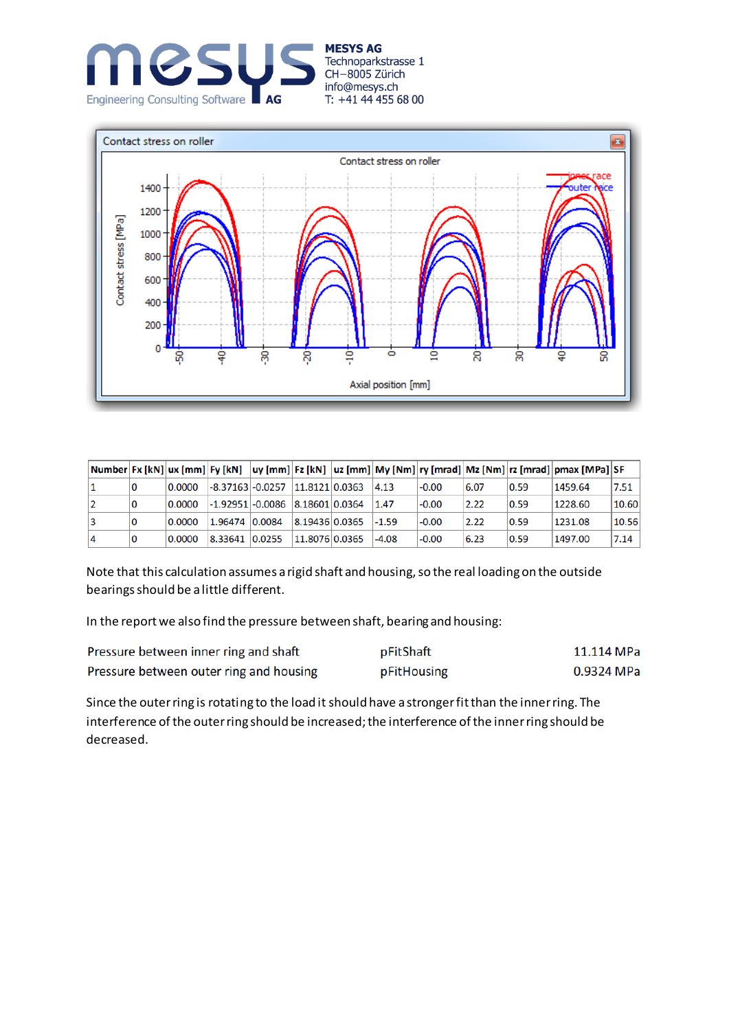| Number | Fx [kN] | ux [mm] | Fy [kN] | uy [mm] | Fz [kN] | uz [mm] | My [Nm] | ry [mrad] | Mz [Nm] | rz [mrad] | pmax [MPa] | SF |
|---|---|---|---|---|---|---|---|---|---|---|---|---|
| 1 | 0 | 0.0000 | -8.37163 | -0.0257 | 11.8121 | 0.0363 | 4.13 | -0.00 | 6.07 | 0.59 | 1459.64 | 7.51 |
| 2 | 0 | 0.0000 | -1.92951 | -0.0086 | 8.18601 | 0.0364 | 1.47 | -0.00 | 2.22 | 0.59 | 1228.60 | 10.60 |
| 3 | 0 | 0.0000 | 1.96474 | 0.0084 | 8.19436 | 0.0365 | -1.59 | -0.00 | 2.22 | 0.59 | 1231.08 | 10.56 |
| 4 | 0 | 0.0000 | 8.33641 | 0.0255 | 11.8076 | 0.0365 | -4.08 | -0.00 | 6.23 | 0.59 | 1497.00 | 7.14 |

Note that this calculation assumes a rigid shaft and housing, so the real loading on the outside bearings should be a little different.

In the report we also find the pressure between shaft, bearing and housing:

| | | |
|---|---|---|
| Pressure between inner ring and shaft | pFitShaft | 11.114 MPa |
| Pressure between outer ring and housing | pFitHousing | 0.9324 MPa |

Since the outer ring is rotating to the load it should have a stronger fit than the inner ring. The interference of the outer ring should be increased; the interference of the inner ring should be decreased.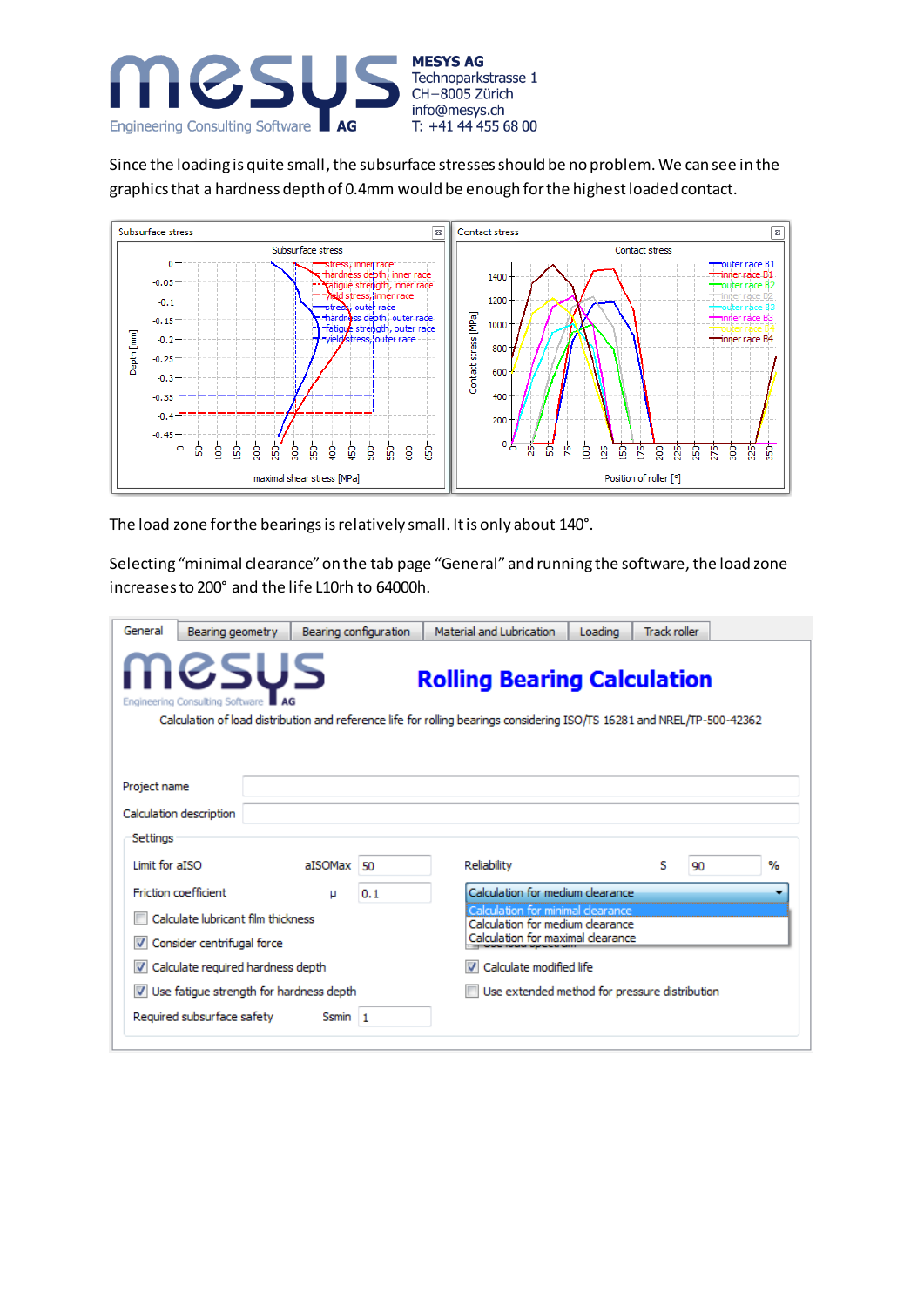Since the loading is quite small, the subsurface stresses should be no problem. We can see in the graphics that a hardness depth of 0.4mm would be enough for the highest loaded contact.

The load zone for the bearings is relatively small. It is only about 140°.

Selecting "minimal clearance" on the tab page "General" and running the software, the load zone increases to 200° and the life L10rh to 64000h.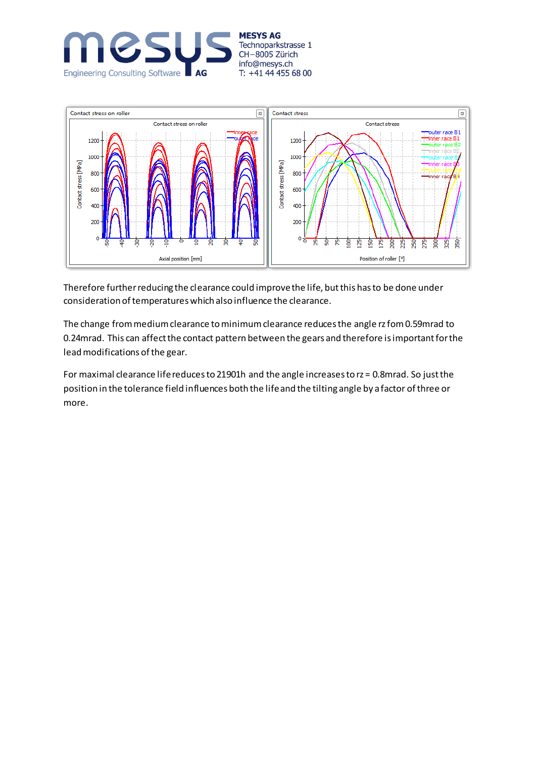Therefore further reducing the clearance could improve the life, but this has to be done under consideration of temperatures which also influence the clearance.

The change from medium clearance to minimum clearance reduces the angle rz fom 0.59mrad to 0.24mrad. This can affect the contact pattern between the gears and therefore is important for the lead modifications of the gear.

For maximal clearance life reduces to 21901h and the angle increases to rz = 0.8mrad. So just the position in the tolerance field influences both the life and the tilting angle by a factor of three or more.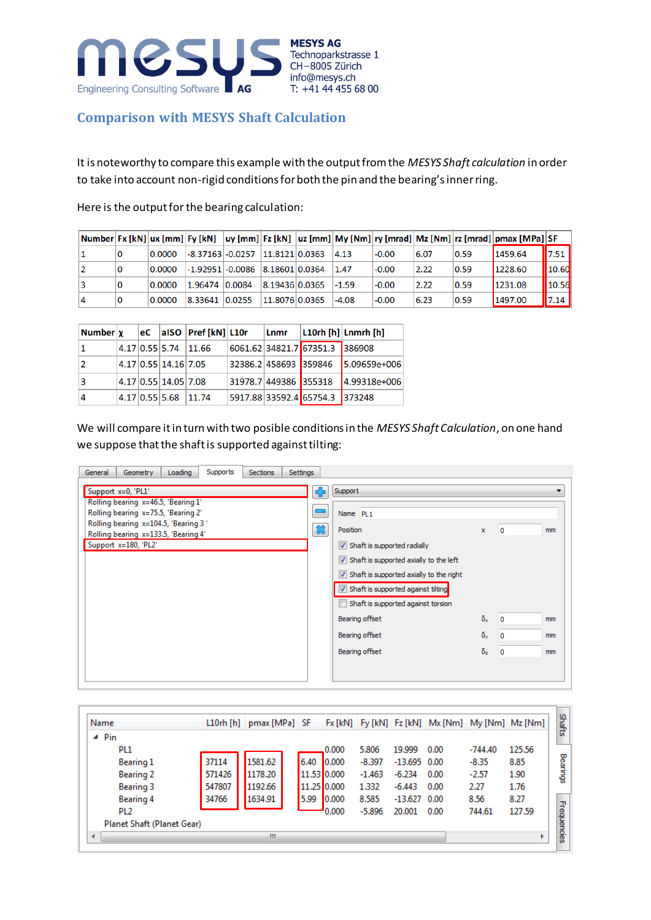## Comparison with MESYS Shaft Calculation

It is noteworthy to compare this example with the output from the *MESYS Shaft calculation* in order to take into account non-rigid conditions for both the pin and the bearing's inner ring.

Here is the output for the bearing calculation:

| Number | Fx [kN] | ux [mm] | Fy [kN] | uy [mm] | Fz [kN] | uz [mm] | My [Nm] | ry [mrad] | Mz [Nm] | rz [mrad] | pmax [MPa] | SF |
|---|---|---|---|---|---|---|---|---|---|---|---|---|
| 1 | 0 | 0.0000 | -8.37163 | -0.0257 | 11.8121 | 0.0363 | 4.13 | -0.00 | 6.07 | 0.59 | 1459.64 | 7.51 |
| 2 | 0 | 0.0000 | -1.92951 | -0.0086 | 8.18601 | 0.0364 | 1.47 | -0.00 | 2.22 | 0.59 | 1228.60 | 10.60 |
| 3 | 0 | 0.0000 | 1.96474 | 0.0084 | 8.19436 | 0.0365 | -1.59 | -0.00 | 2.22 | 0.59 | 1231.08 | 10.56 |
| 4 | 0 | 0.0000 | 8.33641 | 0.0255 | 11.8076 | 0.0365 | -4.08 | -0.00 | 6.23 | 0.59 | 1497.00 | 7.14 |

| Number | χ | eC | aISO | Pref [kN] | L10r | Lnmr | L10rh [h] | Lnmrh [h] |
|---|---|---|---|---|---|---|---|---|
| 1 | 4.17 | 0.55 | 5.74 | 11.66 | 6061.62 | 34821.7 | 67351.3 | 386908 |
| 2 | 4.17 | 0.55 | 14.16 | 7.05 | 32386.2 | 458693 | 359846 | 5.09659e+006 |
| 3 | 4.17 | 0.55 | 14.05 | 7.08 | 31978.7 | 449386 | 355318 | 4.99318e+006 |
| 4 | 4.17 | 0.55 | 5.68 | 11.74 | 5917.88 | 33592.4 | 65754.3 | 373248 |

We will compare it in turn with two posible conditions in the *MESYS Shaft Calculation*, on one hand we suppose that the shaft is supported against tilting:

General | Geometry | Loading | Supports | Sections | Settings

- Support x=0, 'PL1'
- Rolling bearing x=46.5, 'Bearing 1'
- Rolling bearing x=75.5, 'Bearing 2'
- Rolling bearing x=104.5, 'Bearing 3 '
- Rolling bearing x=133.5, 'Bearing 4'
- Support x=180, 'PL2'

Support

Name: PL1

Position x: 0 mm

- [x] Shaft is supported radially
- [x] Shaft is supported axially to the left
- [x] Shaft is supported axially to the right
- [x] Shaft is supported against tilting
- [ ] Shaft is supported against torsion

Bearing offset $\delta_x$: 0 mm

Bearing offset $\delta_y$: 0 mm

Bearing offset $\delta_z$: 0 mm

| Name | L10rh [h] | pmax [MPa] | SF | Fx [kN] | Fy [kN] | Fz [kN] | Mx [Nm] | My [Nm] | Mz [Nm] |
|---|---|---|---|---|---|---|---|---|---|
| Pin | | | | | | | | | |
| PL1 | | | | 0.000 | 5.806 | 19.999 | 0.00 | -744.40 | 125.56 |
| Bearing 1 | 37114 | 1581.62 | 6.40 | 0.000 | -8.397 | -13.695 | 0.00 | -8.35 | 8.85 |
| Bearing 2 | 571426 | 1178.20 | 11.53 | 0.000 | -1.463 | -6.234 | 0.00 | -2.57 | 1.90 |
| Bearing 3 | 547807 | 1192.66 | 11.25 | 0.000 | 1.332 | -6.443 | 0.00 | 2.27 | 1.76 |
| Bearing 4 | 34766 | 1634.91 | 5.99 | 0.000 | 8.585 | -13.627 | 0.00 | 8.56 | 8.27 |
| PL2 | | | | 0.000 | -5.896 | 20.001 | 0.00 | 744.61 | 127.59 |
| Planet Shaft (Planet Gear) | | | | | | | | | |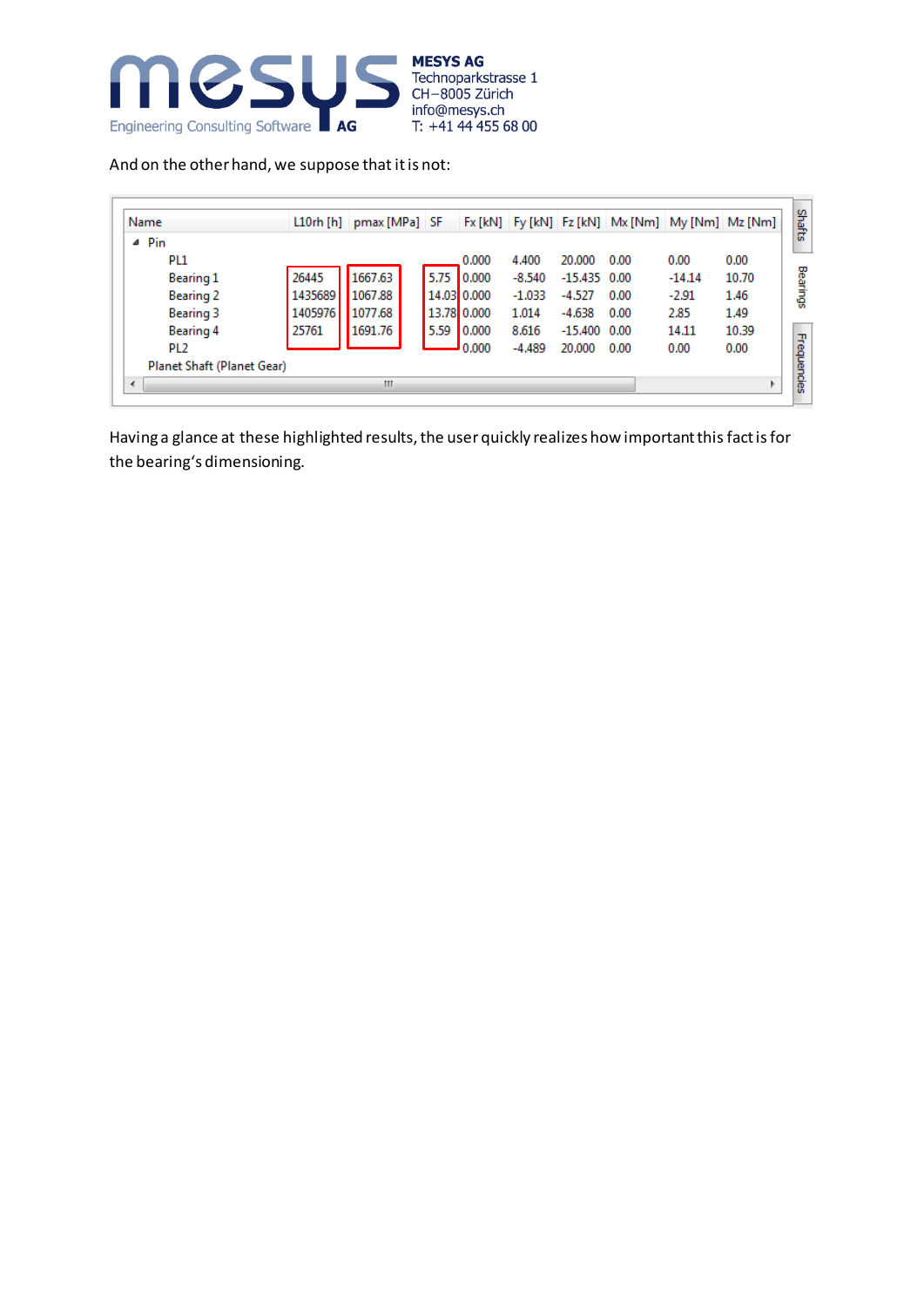And on the other hand, we suppose that it is not:

| Name | L10rh [h] | pmax [MPa] | SF | Fx [kN] | Fy [kN] | Fz [kN] | Mx [Nm] | My [Nm] | Mz [Nm] |
|---|---|---|---|---|---|---|---|---|---|
| Pin | | | | | | | | | |
| PL1 | | | | 0.000 | 4.400 | 20.000 | 0.00 | 0.00 | 0.00 |
| Bearing 1 | 26445 | 1667.63 | 5.75 | 0.000 | -8.540 | -15.435 | 0.00 | -14.14 | 10.70 |
| Bearing 2 | 1435689 | 1067.88 | 14.03 | 0.000 | -1.033 | -4.527 | 0.00 | -2.91 | 1.46 |
| Bearing 3 | 1405976 | 1077.68 | 13.78 | 0.000 | 1.014 | -4.638 | 0.00 | 2.85 | 1.49 |
| Bearing 4 | 25761 | 1691.76 | 5.59 | 0.000 | 8.616 | -15.400 | 0.00 | 14.11 | 10.39 |
| PL2 | | | | 0.000 | -4.489 | 20.000 | 0.00 | 0.00 | 0.00 |
| Planet Shaft (Planet Gear) | | | | | | | | | |

Having a glance at these highlighted results, the user quickly realizes how important this fact is for the bearing's dimensioning.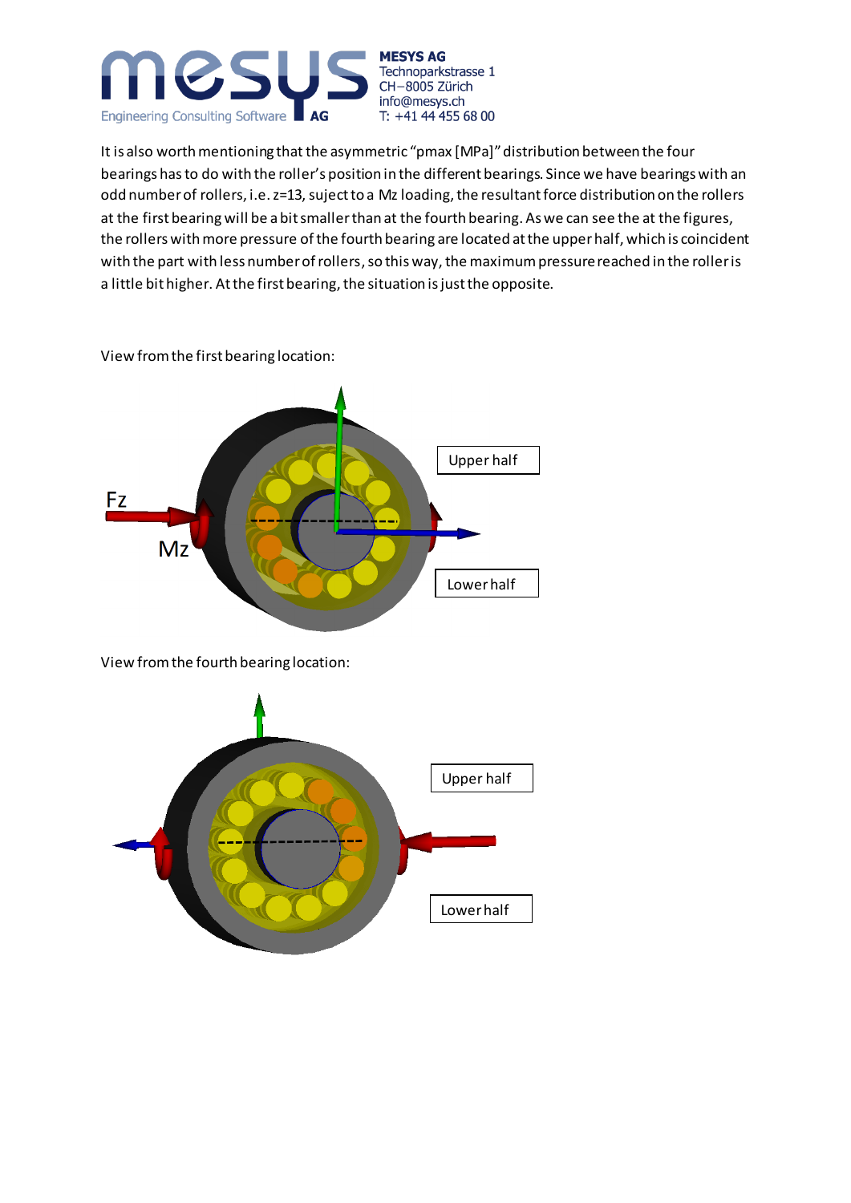It is also worth mentioning that the asymmetric "pmax [MPa]" distribution between the four bearings has to do with the roller's position in the different bearings. Since we have bearings with an odd number of rollers, i.e. z=13, suject to a Mz loading, the resultant force distribution on the rollers at the first bearing will be a bit smaller than at the fourth bearing. As we can see the at the figures, the rollers with more pressure of the fourth bearing are located at the upper half, which is coincident with the part with less number of rollers, so this way, the maximum pressure reached in the roller is a little bit higher. At the first bearing, the situation is just the opposite.

View from the first bearing location:

Fz

Mz

Upper half

Lower half

View from the fourth bearing location:

Upper half

Lower half